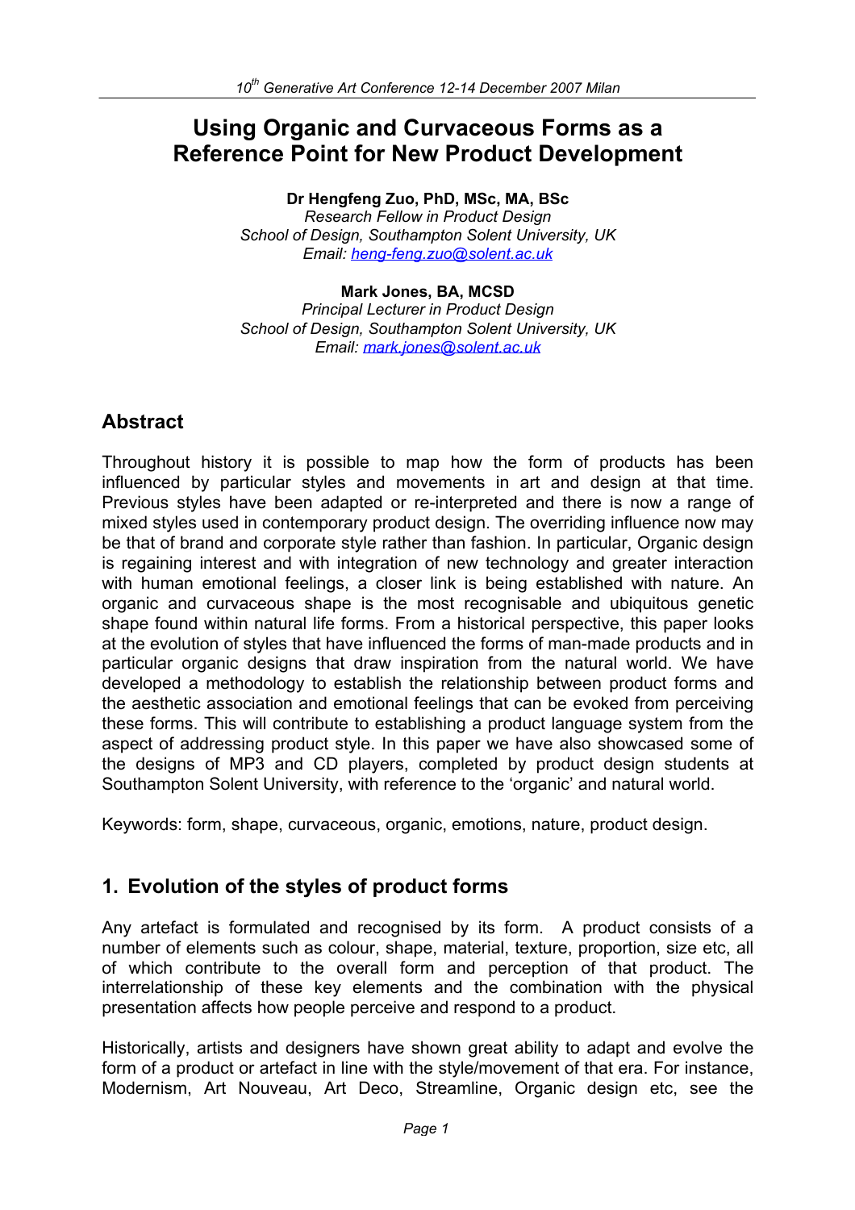# Using Organic and Curvaceous Forms as a Reference Point for New Product Development

**Dr Hengfeng Zuo, PhD, MSc, MA, BSc**
*Research Fellow in Product Design*
*School of Design, Southampton Solent University, UK*
*Email: heng-feng.zuo@solent.ac.uk*

**Mark Jones, BA, MCSD**
*Principal Lecturer in Product Design*
*School of Design, Southampton Solent University, UK*
*Email: mark.jones@solent.ac.uk*

## Abstract

Throughout history it is possible to map how the form of products has been influenced by particular styles and movements in art and design at that time. Previous styles have been adapted or re-interpreted and there is now a range of mixed styles used in contemporary product design. The overriding influence now may be that of brand and corporate style rather than fashion. In particular, Organic design is regaining interest and with integration of new technology and greater interaction with human emotional feelings, a closer link is being established with nature. An organic and curvaceous shape is the most recognisable and ubiquitous genetic shape found within natural life forms. From a historical perspective, this paper looks at the evolution of styles that have influenced the forms of man-made products and in particular organic designs that draw inspiration from the natural world. We have developed a methodology to establish the relationship between product forms and the aesthetic association and emotional feelings that can be evoked from perceiving these forms. This will contribute to establishing a product language system from the aspect of addressing product style. In this paper we have also showcased some of the designs of MP3 and CD players, completed by product design students at Southampton Solent University, with reference to the 'organic' and natural world.

Keywords: form, shape, curvaceous, organic, emotions, nature, product design.

## 1. Evolution of the styles of product forms

Any artefact is formulated and recognised by its form. A product consists of a number of elements such as colour, shape, material, texture, proportion, size etc, all of which contribute to the overall form and perception of that product. The interrelationship of these key elements and the combination with the physical presentation affects how people perceive and respond to a product.

Historically, artists and designers have shown great ability to adapt and evolve the form of a product or artefact in line with the style/movement of that era. For instance, Modernism, Art Nouveau, Art Deco, Streamline, Organic design etc, see the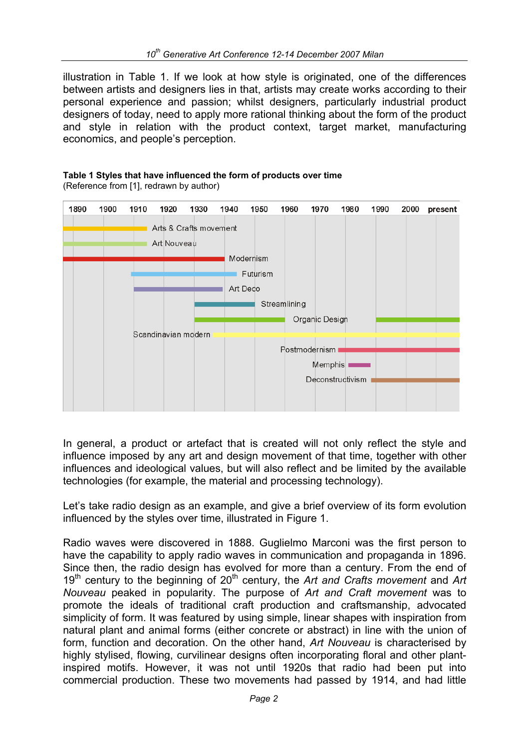illustration in Table 1. If we look at how style is originated, one of the differences between artists and designers lies in that, artists may create works according to their personal experience and passion; whilst designers, particularly industrial product designers of today, need to apply more rational thinking about the form of the product and style in relation with the product context, target market, manufacturing economics, and people's perception.

**Table 1 Styles that have influenced the form of products over time**
(Reference from [1], redrawn by author)

1890 | 1900 | 1910 | 1920 | 1930 | 1940 | 1950 | 1960 | 1970 | 1980 | 1990 | 2000 | present

- Arts & Crafts movement
- Art Nouveau
- Modernism
- Futurism
- Art Deco
- Streamlining
- Organic Design
- Scandinavian modern
- Postmodernism
- Memphis
- Deconstructivism

In general, a product or artefact that is created will not only reflect the style and influence imposed by any art and design movement of that time, together with other influences and ideological values, but will also reflect and be limited by the available technologies (for example, the material and processing technology).

Let's take radio design as an example, and give a brief overview of its form evolution influenced by the styles over time, illustrated in Figure 1.

Radio waves were discovered in 1888. Guglielmo Marconi was the first person to have the capability to apply radio waves in communication and propaganda in 1896. Since then, the radio design has evolved for more than a century. From the end of 19th century to the beginning of 20th century, the *Art and Crafts movement* and *Art Nouveau* peaked in popularity. The purpose of *Art and Craft movement* was to promote the ideals of traditional craft production and craftsmanship, advocated simplicity of form. It was featured by using simple, linear shapes with inspiration from natural plant and animal forms (either concrete or abstract) in line with the union of form, function and decoration. On the other hand, *Art Nouveau* is characterised by highly stylised, flowing, curvilinear designs often incorporating floral and other plant-inspired motifs. However, it was not until 1920s that radio had been put into commercial production. These two movements had passed by 1914, and had little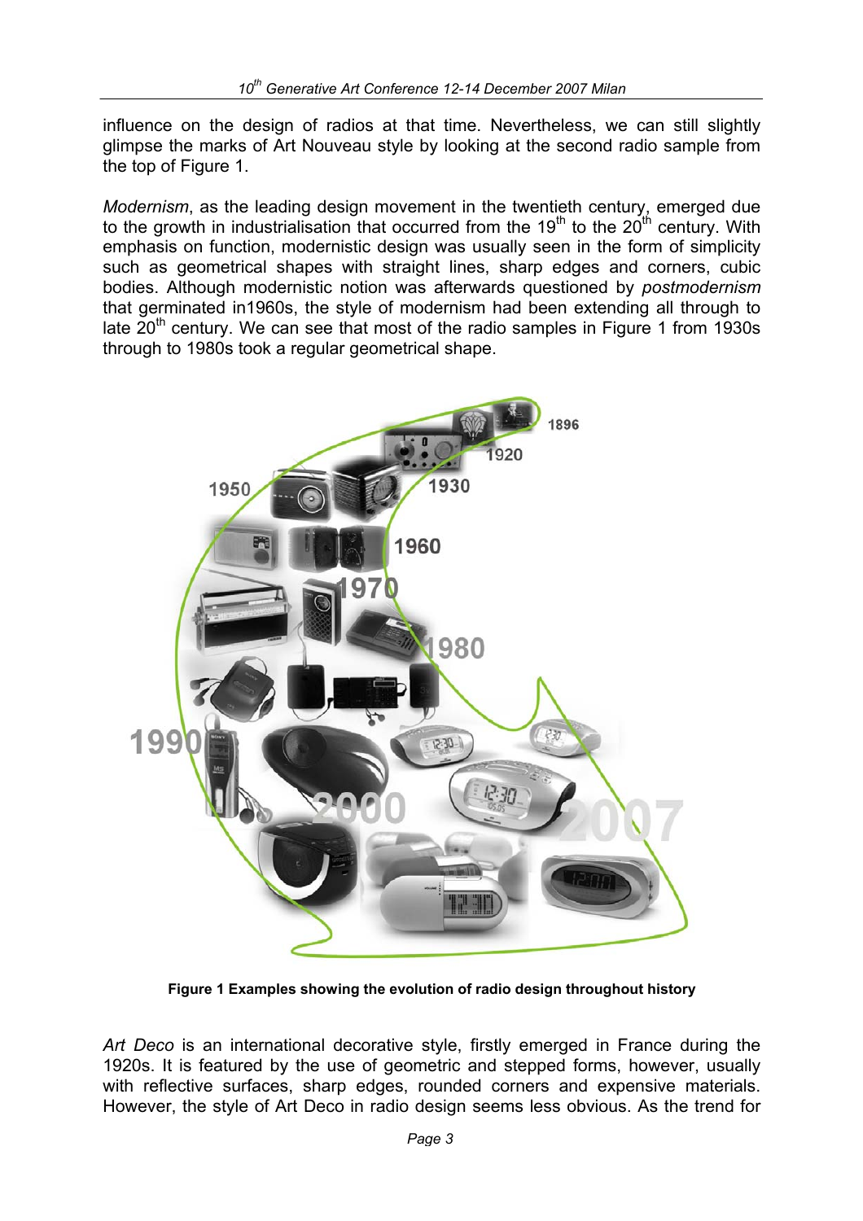influence on the design of radios at that time. Nevertheless, we can still slightly glimpse the marks of Art Nouveau style by looking at the second radio sample from the top of Figure 1.

*Modernism*, as the leading design movement in the twentieth century, emerged due to the growth in industrialisation that occurred from the 19th to the 20th century. With emphasis on function, modernistic design was usually seen in the form of simplicity such as geometrical shapes with straight lines, sharp edges and corners, cubic bodies. Although modernistic notion was afterwards questioned by *postmodernism* that germinated in1960s, the style of modernism had been extending all through to late 20th century. We can see that most of the radio samples in Figure 1 from 1930s through to 1980s took a regular geometrical shape.

**Figure 1 Examples showing the evolution of radio design throughout history**

*Art Deco* is an international decorative style, firstly emerged in France during the 1920s. It is featured by the use of geometric and stepped forms, however, usually with reflective surfaces, sharp edges, rounded corners and expensive materials. However, the style of Art Deco in radio design seems less obvious. As the trend for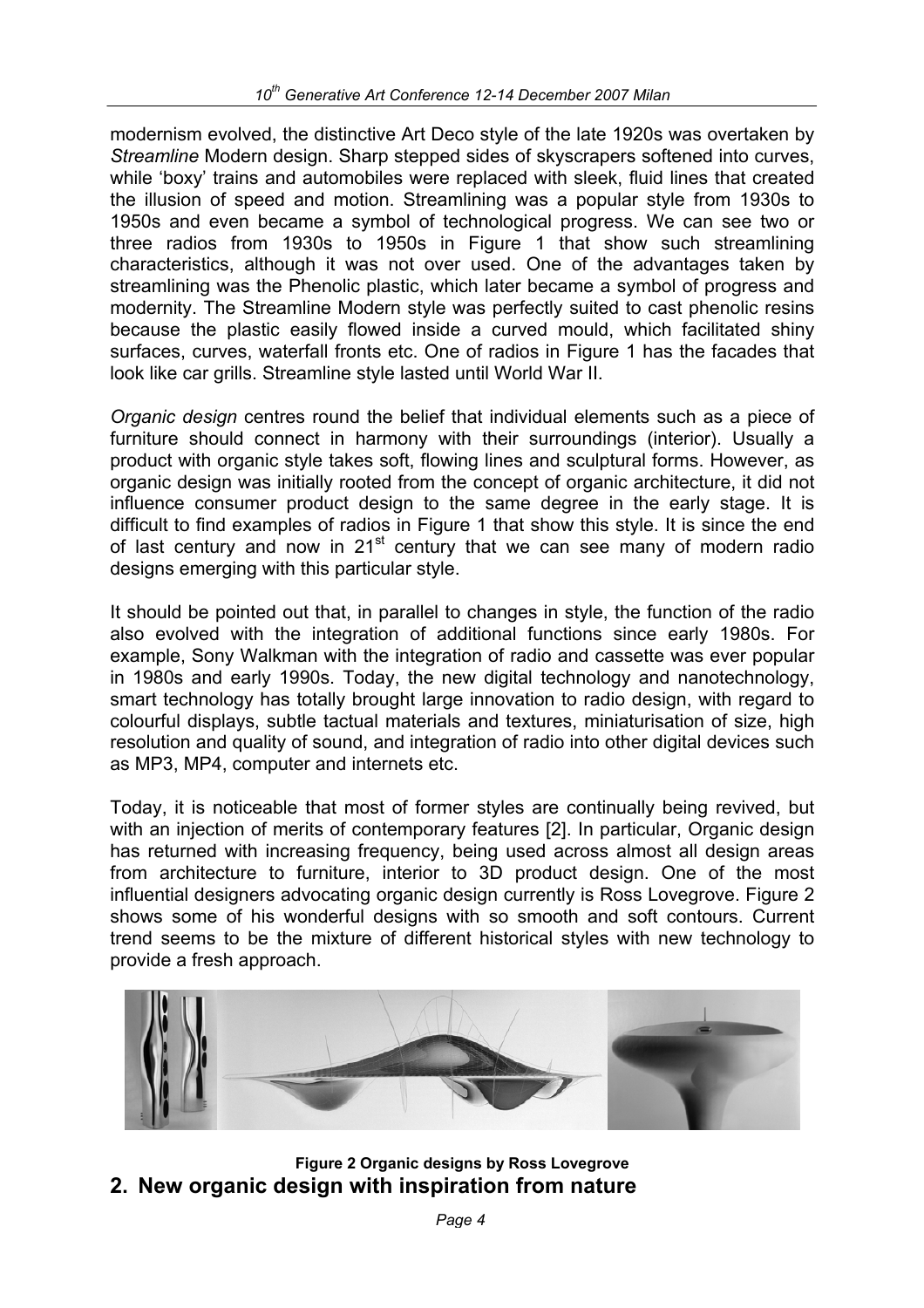modernism evolved, the distinctive Art Deco style of the late 1920s was overtaken by *Streamline* Modern design. Sharp stepped sides of skyscrapers softened into curves, while 'boxy' trains and automobiles were replaced with sleek, fluid lines that created the illusion of speed and motion. Streamlining was a popular style from 1930s to 1950s and even became a symbol of technological progress. We can see two or three radios from 1930s to 1950s in Figure 1 that show such streamlining characteristics, although it was not over used. One of the advantages taken by streamlining was the Phenolic plastic, which later became a symbol of progress and modernity. The Streamline Modern style was perfectly suited to cast phenolic resins because the plastic easily flowed inside a curved mould, which facilitated shiny surfaces, curves, waterfall fronts etc. One of radios in Figure 1 has the facades that look like car grills. Streamline style lasted until World War II.

*Organic design* centres round the belief that individual elements such as a piece of furniture should connect in harmony with their surroundings (interior). Usually a product with organic style takes soft, flowing lines and sculptural forms. However, as organic design was initially rooted from the concept of organic architecture, it did not influence consumer product design to the same degree in the early stage. It is difficult to find examples of radios in Figure 1 that show this style. It is since the end of last century and now in 21st century that we can see many of modern radio designs emerging with this particular style.

It should be pointed out that, in parallel to changes in style, the function of the radio also evolved with the integration of additional functions since early 1980s. For example, Sony Walkman with the integration of radio and cassette was ever popular in 1980s and early 1990s. Today, the new digital technology and nanotechnology, smart technology has totally brought large innovation to radio design, with regard to colourful displays, subtle tactual materials and textures, miniaturisation of size, high resolution and quality of sound, and integration of radio into other digital devices such as MP3, MP4, computer and internets etc.

Today, it is noticeable that most of former styles are continually being revived, but with an injection of merits of contemporary features [2]. In particular, Organic design has returned with increasing frequency, being used across almost all design areas from architecture to furniture, interior to 3D product design. One of the most influential designers advocating organic design currently is Ross Lovegrove. Figure 2 shows some of his wonderful designs with so smooth and soft contours. Current trend seems to be the mixture of different historical styles with new technology to provide a fresh approach.

**Figure 2 Organic designs by Ross Lovegrove**

## 2. New organic design with inspiration from nature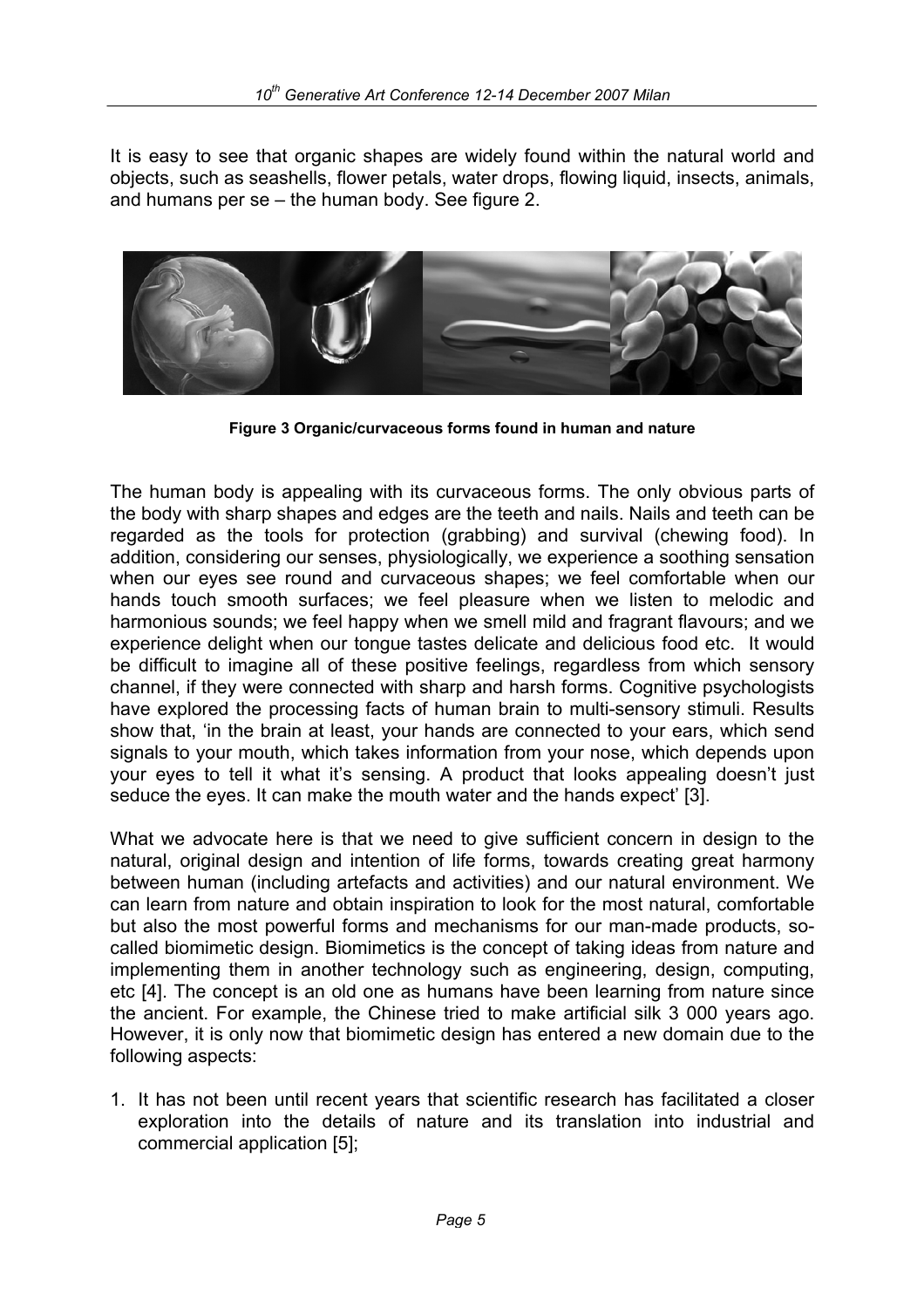It is easy to see that organic shapes are widely found within the natural world and objects, such as seashells, flower petals, water drops, flowing liquid, insects, animals, and humans per se – the human body. See figure 2.

**Figure 3 Organic/curvaceous forms found in human and nature**

The human body is appealing with its curvaceous forms. The only obvious parts of the body with sharp shapes and edges are the teeth and nails. Nails and teeth can be regarded as the tools for protection (grabbing) and survival (chewing food). In addition, considering our senses, physiologically, we experience a soothing sensation when our eyes see round and curvaceous shapes; we feel comfortable when our hands touch smooth surfaces; we feel pleasure when we listen to melodic and harmonious sounds; we feel happy when we smell mild and fragrant flavours; and we experience delight when our tongue tastes delicate and delicious food etc. It would be difficult to imagine all of these positive feelings, regardless from which sensory channel, if they were connected with sharp and harsh forms. Cognitive psychologists have explored the processing facts of human brain to multi-sensory stimuli. Results show that, 'in the brain at least, your hands are connected to your ears, which send signals to your mouth, which takes information from your nose, which depends upon your eyes to tell it what it's sensing. A product that looks appealing doesn't just seduce the eyes. It can make the mouth water and the hands expect' [3].

What we advocate here is that we need to give sufficient concern in design to the natural, original design and intention of life forms, towards creating great harmony between human (including artefacts and activities) and our natural environment. We can learn from nature and obtain inspiration to look for the most natural, comfortable but also the most powerful forms and mechanisms for our man-made products, so-called biomimetic design. Biomimetics is the concept of taking ideas from nature and implementing them in another technology such as engineering, design, computing, etc [4]. The concept is an old one as humans have been learning from nature since the ancient. For example, the Chinese tried to make artificial silk 3 000 years ago. However, it is only now that biomimetic design has entered a new domain due to the following aspects:

1. It has not been until recent years that scientific research has facilitated a closer exploration into the details of nature and its translation into industrial and commercial application [5];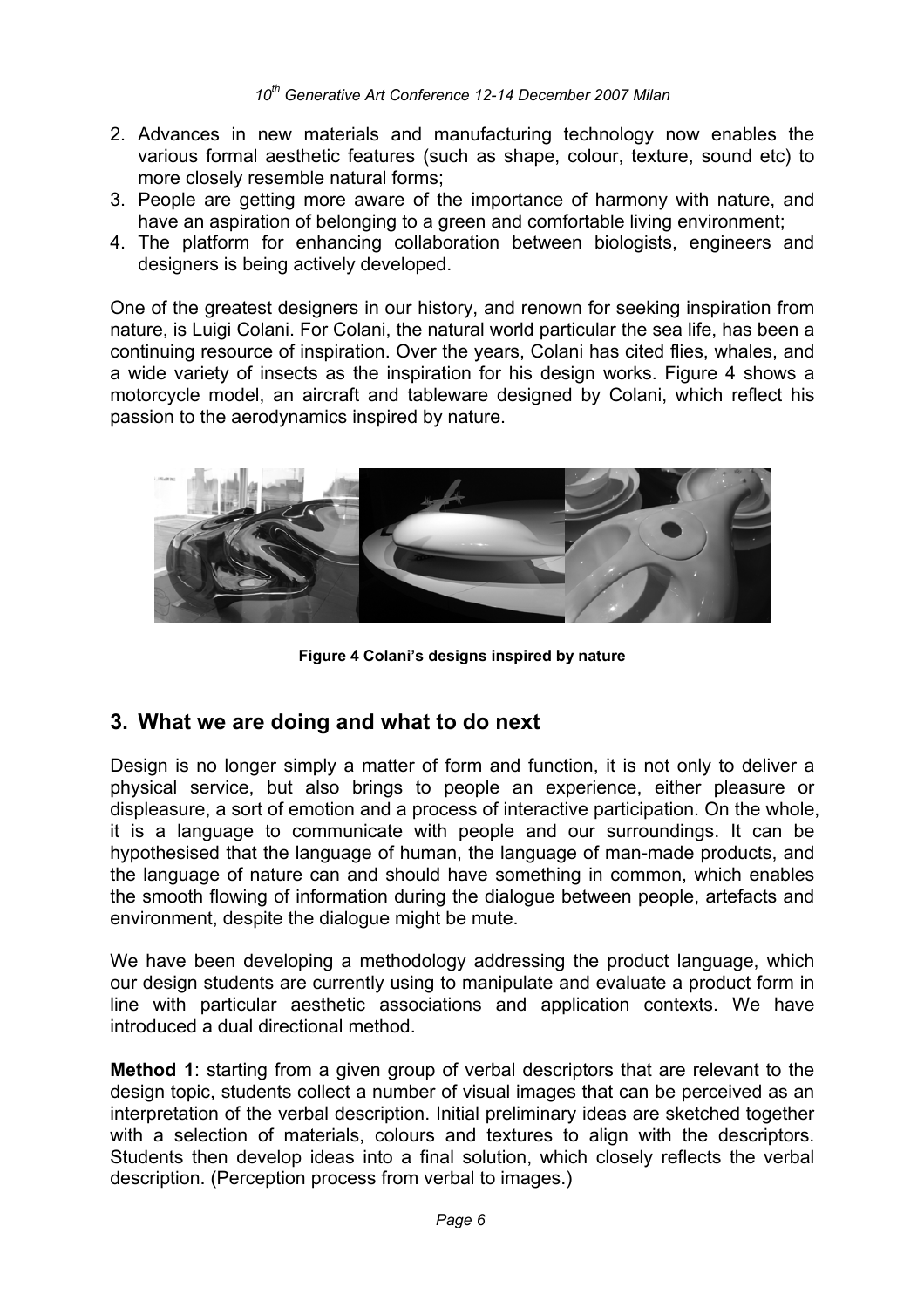2. Advances in new materials and manufacturing technology now enables the various formal aesthetic features (such as shape, colour, texture, sound etc) to more closely resemble natural forms;
3. People are getting more aware of the importance of harmony with nature, and have an aspiration of belonging to a green and comfortable living environment;
4. The platform for enhancing collaboration between biologists, engineers and designers is being actively developed.

One of the greatest designers in our history, and renown for seeking inspiration from nature, is Luigi Colani. For Colani, the natural world particular the sea life, has been a continuing resource of inspiration. Over the years, Colani has cited flies, whales, and a wide variety of insects as the inspiration for his design works. Figure 4 shows a motorcycle model, an aircraft and tableware designed by Colani, which reflect his passion to the aerodynamics inspired by nature.

**Figure 4 Colani's designs inspired by nature**

## 3. What we are doing and what to do next

Design is no longer simply a matter of form and function, it is not only to deliver a physical service, but also brings to people an experience, either pleasure or displeasure, a sort of emotion and a process of interactive participation. On the whole, it is a language to communicate with people and our surroundings. It can be hypothesised that the language of human, the language of man-made products, and the language of nature can and should have something in common, which enables the smooth flowing of information during the dialogue between people, artefacts and environment, despite the dialogue might be mute.

We have been developing a methodology addressing the product language, which our design students are currently using to manipulate and evaluate a product form in line with particular aesthetic associations and application contexts. We have introduced a dual directional method.

**Method 1**: starting from a given group of verbal descriptors that are relevant to the design topic, students collect a number of visual images that can be perceived as an interpretation of the verbal description. Initial preliminary ideas are sketched together with a selection of materials, colours and textures to align with the descriptors. Students then develop ideas into a final solution, which closely reflects the verbal description. (Perception process from verbal to images.)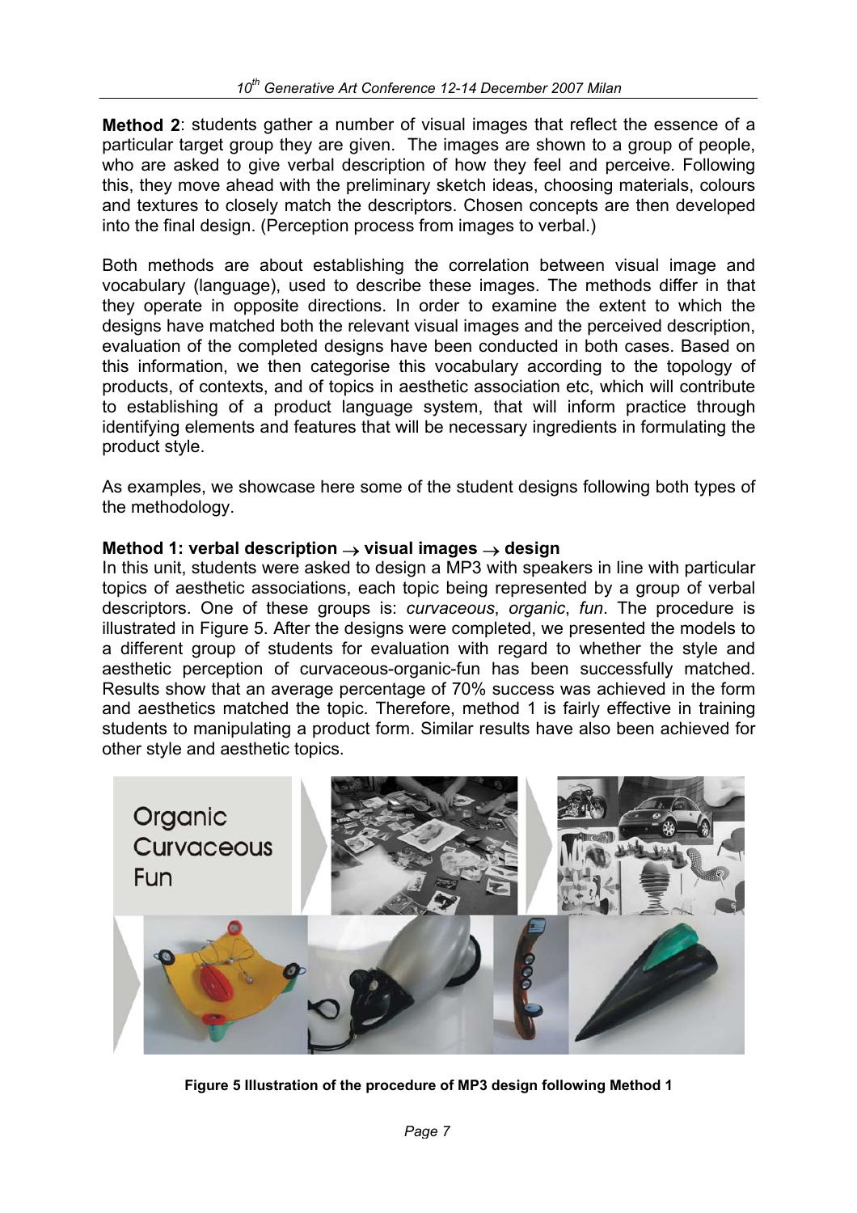**Method 2**: students gather a number of visual images that reflect the essence of a particular target group they are given. The images are shown to a group of people, who are asked to give verbal description of how they feel and perceive. Following this, they move ahead with the preliminary sketch ideas, choosing materials, colours and textures to closely match the descriptors. Chosen concepts are then developed into the final design. (Perception process from images to verbal.)

Both methods are about establishing the correlation between visual image and vocabulary (language), used to describe these images. The methods differ in that they operate in opposite directions. In order to examine the extent to which the designs have matched both the relevant visual images and the perceived description, evaluation of the completed designs have been conducted in both cases. Based on this information, we then categorise this vocabulary according to the topology of products, of contexts, and of topics in aesthetic association etc, which will contribute to establishing of a product language system, that will inform practice through identifying elements and features that will be necessary ingredients in formulating the product style.

As examples, we showcase here some of the student designs following both types of the methodology.

**Method 1: verbal description → visual images → design**

In this unit, students were asked to design a MP3 with speakers in line with particular topics of aesthetic associations, each topic being represented by a group of verbal descriptors. One of these groups is: *curvaceous*, *organic*, *fun*. The procedure is illustrated in Figure 5. After the designs were completed, we presented the models to a different group of students for evaluation with regard to whether the style and aesthetic perception of curvaceous-organic-fun has been successfully matched. Results show that an average percentage of 70% success was achieved in the form and aesthetics matched the topic. Therefore, method 1 is fairly effective in training students to manipulating a product form. Similar results have also been achieved for other style and aesthetic topics.

**Figure 5 Illustration of the procedure of MP3 design following Method 1**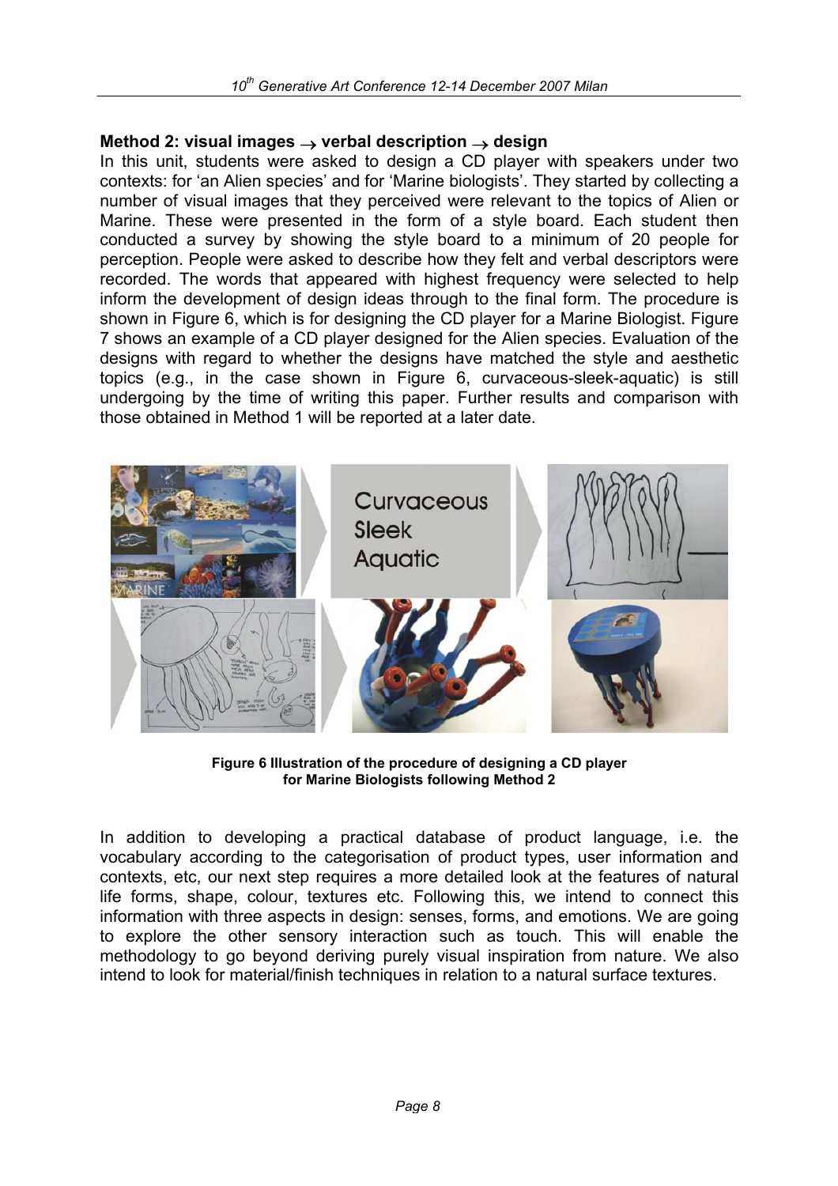**Method 2: visual images → verbal description → design**

In this unit, students were asked to design a CD player with speakers under two contexts: for 'an Alien species' and for 'Marine biologists'. They started by collecting a number of visual images that they perceived were relevant to the topics of Alien or Marine. These were presented in the form of a style board. Each student then conducted a survey by showing the style board to a minimum of 20 people for perception. People were asked to describe how they felt and verbal descriptors were recorded. The words that appeared with highest frequency were selected to help inform the development of design ideas through to the final form. The procedure is shown in Figure 6, which is for designing the CD player for a Marine Biologist. Figure 7 shows an example of a CD player designed for the Alien species. Evaluation of the designs with regard to whether the designs have matched the style and aesthetic topics (e.g., in the case shown in Figure 6, curvaceous-sleek-aquatic) is still undergoing by the time of writing this paper. Further results and comparison with those obtained in Method 1 will be reported at a later date.

**Figure 6 Illustration of the procedure of designing a CD player for Marine Biologists following Method 2**

In addition to developing a practical database of product language, i.e. the vocabulary according to the categorisation of product types, user information and contexts, etc, our next step requires a more detailed look at the features of natural life forms, shape, colour, textures etc. Following this, we intend to connect this information with three aspects in design: senses, forms, and emotions. We are going to explore the other sensory interaction such as touch. This will enable the methodology to go beyond deriving purely visual inspiration from nature. We also intend to look for material/finish techniques in relation to a natural surface textures.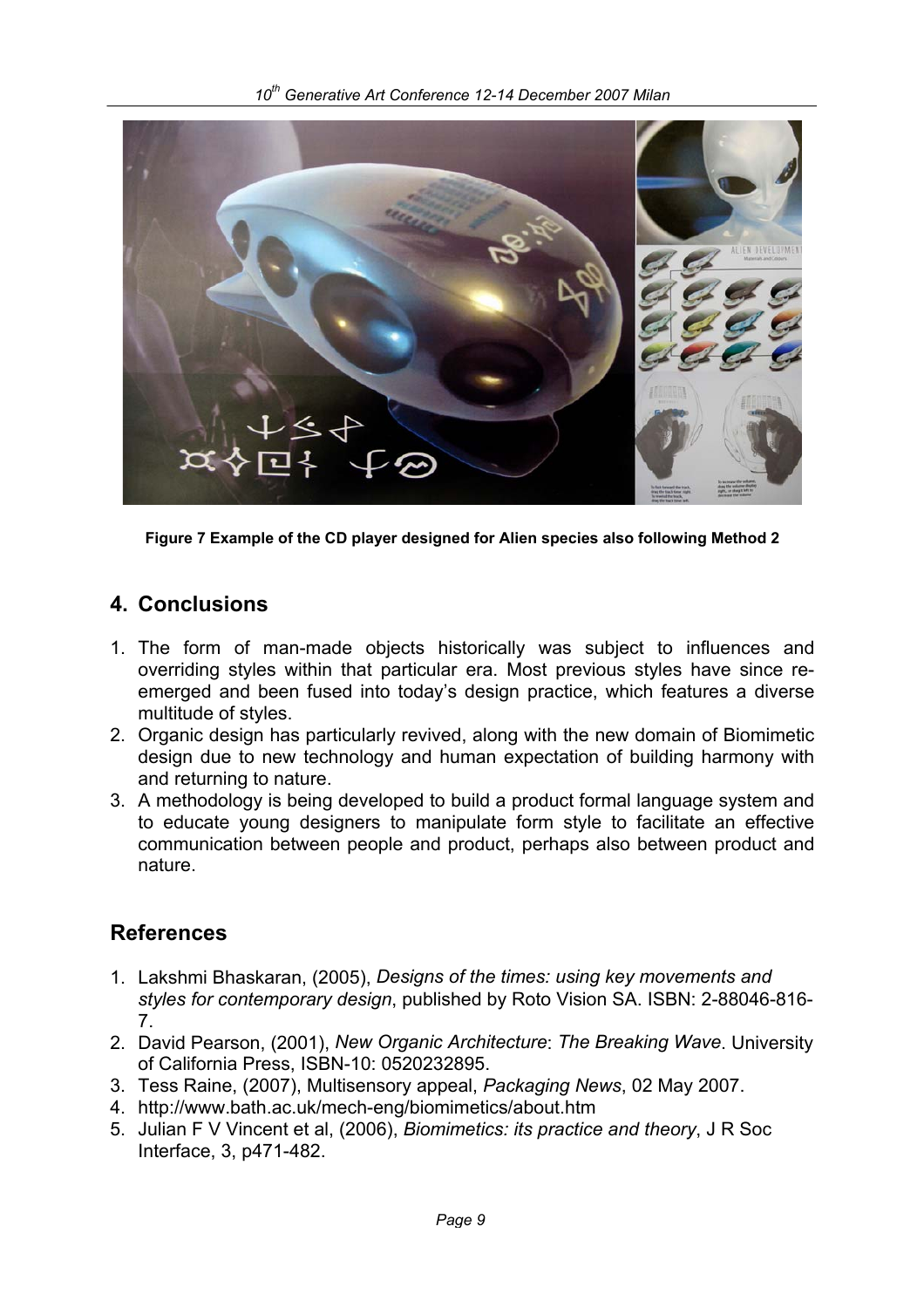Figure 7 Example of the CD player designed for Alien species also following Method 2

## 4. Conclusions

1. The form of man-made objects historically was subject to influences and overriding styles within that particular era. Most previous styles have since re-emerged and been fused into today's design practice, which features a diverse multitude of styles.
2. Organic design has particularly revived, along with the new domain of Biomimetic design due to new technology and human expectation of building harmony with and returning to nature.
3. A methodology is being developed to build a product formal language system and to educate young designers to manipulate form style to facilitate an effective communication between people and product, perhaps also between product and nature.

## References

1. Lakshmi Bhaskaran, (2005), *Designs of the times: using key movements and styles for contemporary design*, published by Roto Vision SA. ISBN: 2-88046-816-7.
2. David Pearson, (2001), *New Organic Architecture*: *The Breaking Wave*. University of California Press, ISBN-10: 0520232895.
3. Tess Raine, (2007), Multisensory appeal, *Packaging News*, 02 May 2007.
4. http://www.bath.ac.uk/mech-eng/biomimetics/about.htm
5. Julian F V Vincent et al, (2006), *Biomimetics: its practice and theory*, J R Soc Interface, 3, p471-482.